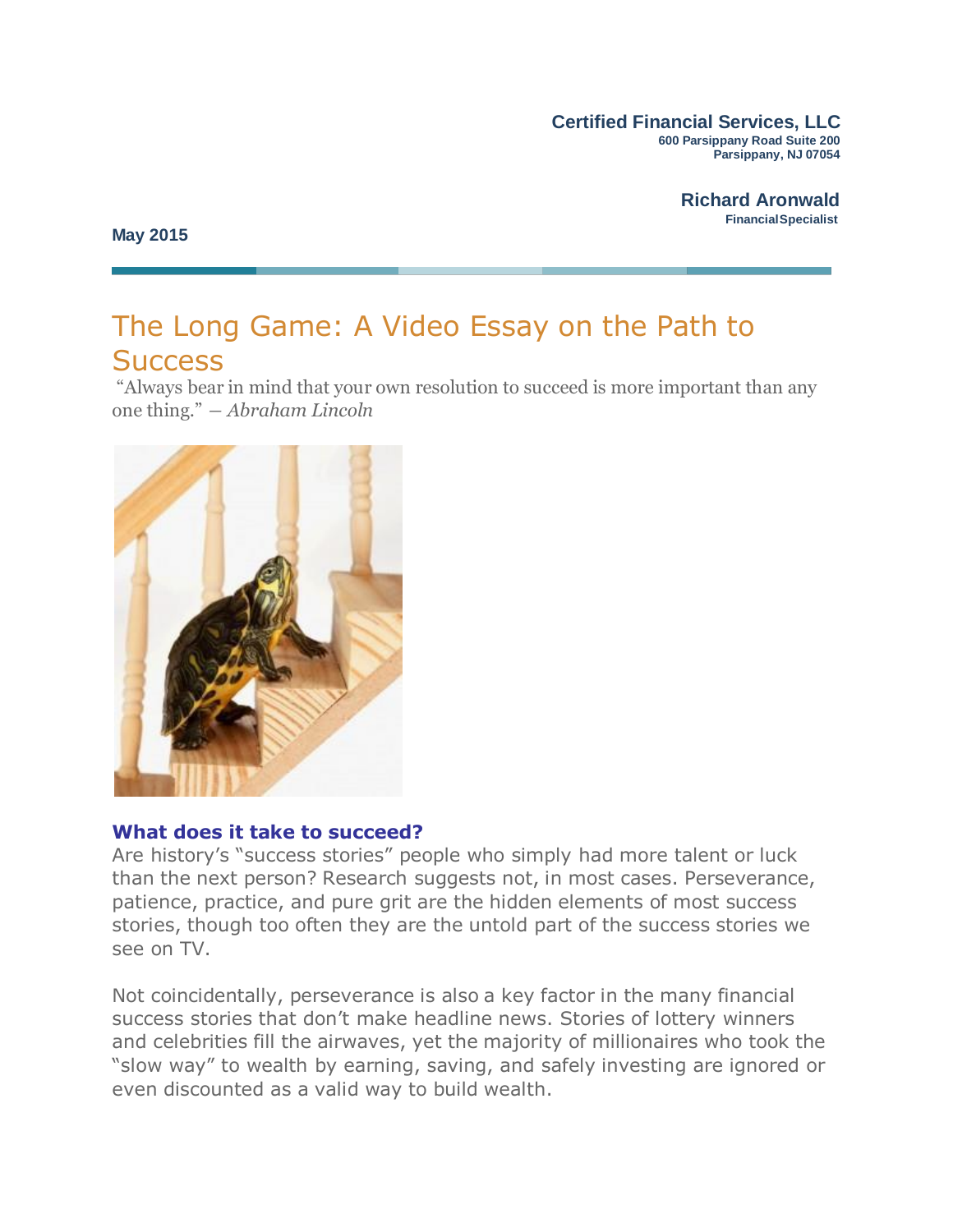**Certified Financial Services, LLC**
**600 Parsippany Road Suite 200**
**Parsippany, NJ 07054**

**Richard Aronwald**
**Financial Specialist**

**May 2015**

# The Long Game: A Video Essay on the Path to Success

"Always bear in mind that your own resolution to succeed is more important than any one thing." – *Abraham Lincoln*

### What does it take to succeed?

Are history's "success stories" people who simply had more talent or luck than the next person? Research suggests not, in most cases. Perseverance, patience, practice, and pure grit are the hidden elements of most success stories, though too often they are the untold part of the success stories we see on TV.

Not coincidentally, perseverance is also a key factor in the many financial success stories that don't make headline news. Stories of lottery winners and celebrities fill the airwaves, yet the majority of millionaires who took the "slow way" to wealth by earning, saving, and safely investing are ignored or even discounted as a valid way to build wealth.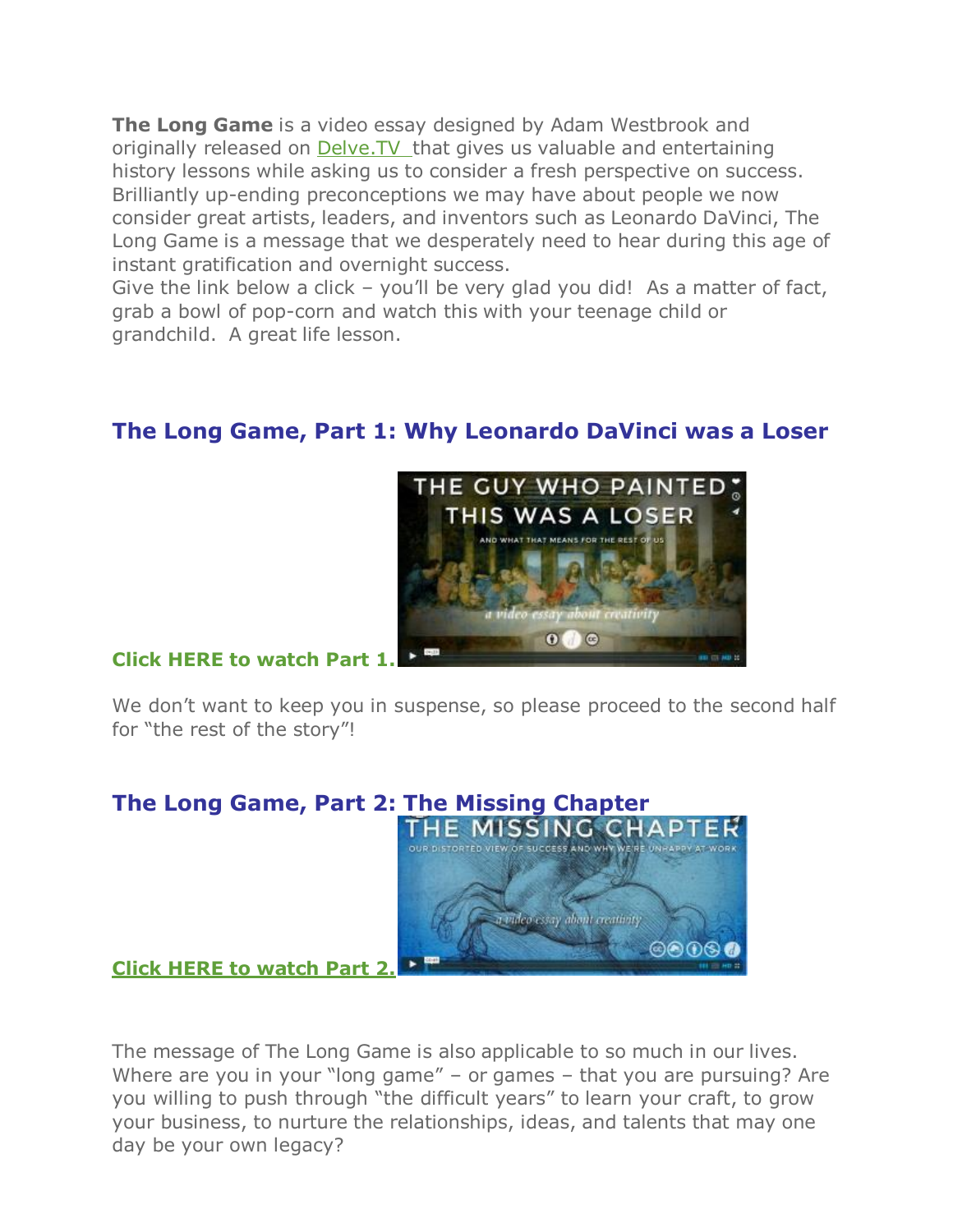**The Long Game** is a video essay designed by Adam Westbrook and originally released on Delve.TV that gives us valuable and entertaining history lessons while asking us to consider a fresh perspective on success. Brilliantly up-ending preconceptions we may have about people we now consider great artists, leaders, and inventors such as Leonardo DaVinci, The Long Game is a message that we desperately need to hear during this age of instant gratification and overnight success.
Give the link below a click – you'll be very glad you did! As a matter of fact, grab a bowl of pop-corn and watch this with your teenage child or grandchild. A great life lesson.

## The Long Game, Part 1: Why Leonardo DaVinci was a Loser

**Click HERE to watch Part 1.**

We don't want to keep you in suspense, so please proceed to the second half for "the rest of the story"!

## The Long Game, Part 2: The Missing Chapter

**Click HERE to watch Part 2.**

The message of The Long Game is also applicable to so much in our lives. Where are you in your "long game" – or games – that you are pursuing? Are you willing to push through "the difficult years" to learn your craft, to grow your business, to nurture the relationships, ideas, and talents that may one day be your own legacy?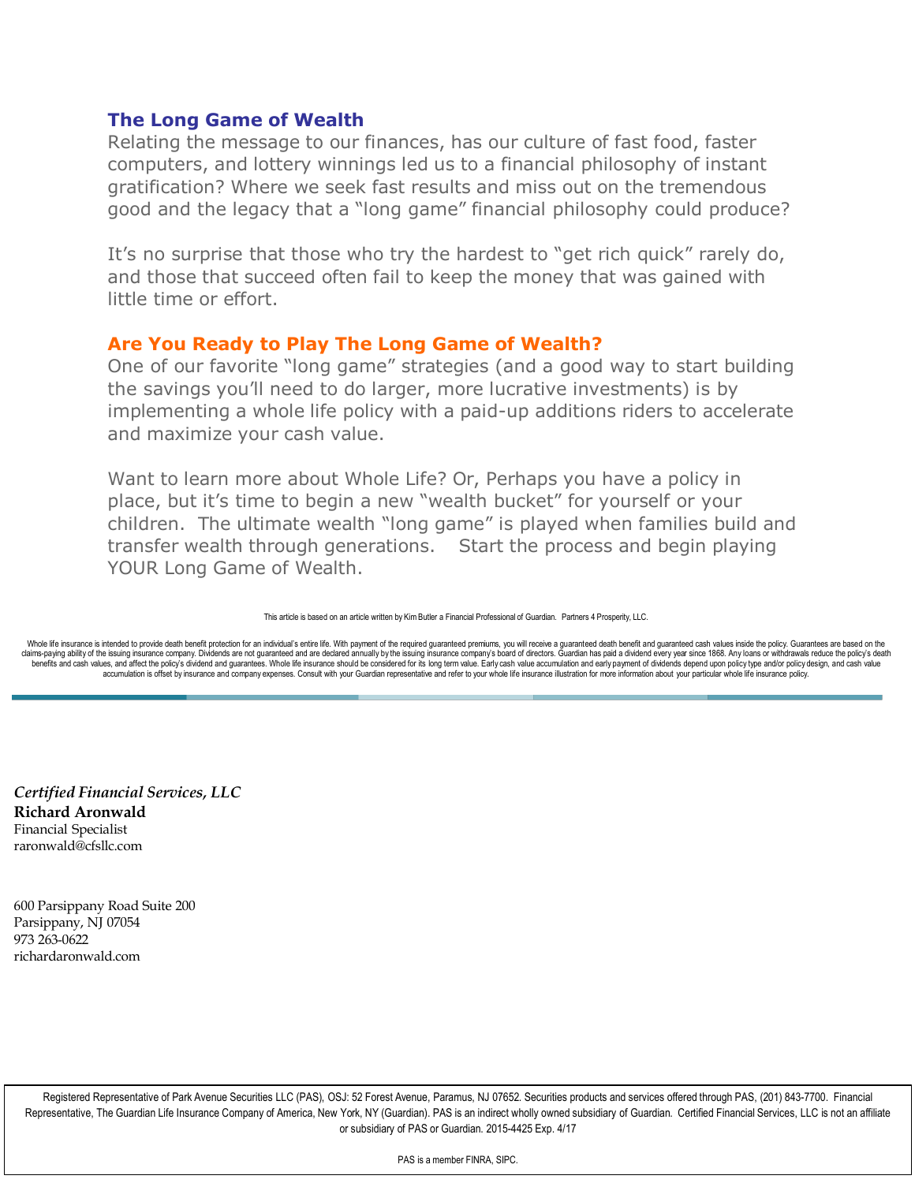## The Long Game of Wealth

Relating the message to our finances, has our culture of fast food, faster computers, and lottery winnings led us to a financial philosophy of instant gratification? Where we seek fast results and miss out on the tremendous good and the legacy that a "long game" financial philosophy could produce?

It's no surprise that those who try the hardest to "get rich quick" rarely do, and those that succeed often fail to keep the money that was gained with little time or effort.

## Are You Ready to Play The Long Game of Wealth?

One of our favorite "long game" strategies (and a good way to start building the savings you'll need to do larger, more lucrative investments) is by implementing a whole life policy with a paid-up additions riders to accelerate and maximize your cash value.

Want to learn more about Whole Life? Or, Perhaps you have a policy in place, but it's time to begin a new "wealth bucket" for yourself or your children. The ultimate wealth "long game" is played when families build and transfer wealth through generations. Start the process and begin playing YOUR Long Game of Wealth.

This article is based on an article written by Kim Butler a Financial Professional of Guardian. Partners 4 Prosperity, LLC.

Whole life insurance is intended to provide death benefit protection for an individual's entire life. With payment of the required guaranteed premiums, you will receive a guaranteed death benefit and guaranteed cash values inside the policy. Guarantees are based on the claims-paying ability of the issuing insurance company. Dividends are not guaranteed and are declared annually by the issuing insurance company's board of directors. Guardian has paid a dividend every year since 1868. Any loans or withdrawals reduce the policy's death benefits and cash values, and affect the policy's dividend and guarantees. Whole life insurance should be considered for its long term value. Early cash value accumulation and early payment of dividends depend upon policy type and/or policy design, and cash value accumulation is offset by insurance and company expenses. Consult with your Guardian representative and refer to your whole life insurance illustration for more information about your particular whole life insurance policy.

*Certified Financial Services, LLC*
**Richard Aronwald**
Financial Specialist
raronwald@cfsllc.com

600 Parsippany Road Suite 200
Parsippany, NJ 07054
973 263-0622
richardaronwald.com

Registered Representative of Park Avenue Securities LLC (PAS), OSJ: 52 Forest Avenue, Paramus, NJ 07652. Securities products and services offered through PAS, (201) 843-7700. Financial Representative, The Guardian Life Insurance Company of America, New York, NY (Guardian). PAS is an indirect wholly owned subsidiary of Guardian. Certified Financial Services, LLC is not an affiliate or subsidiary of PAS or Guardian. 2015-4425 Exp. 4/17

PAS is a member FINRA, SIPC.